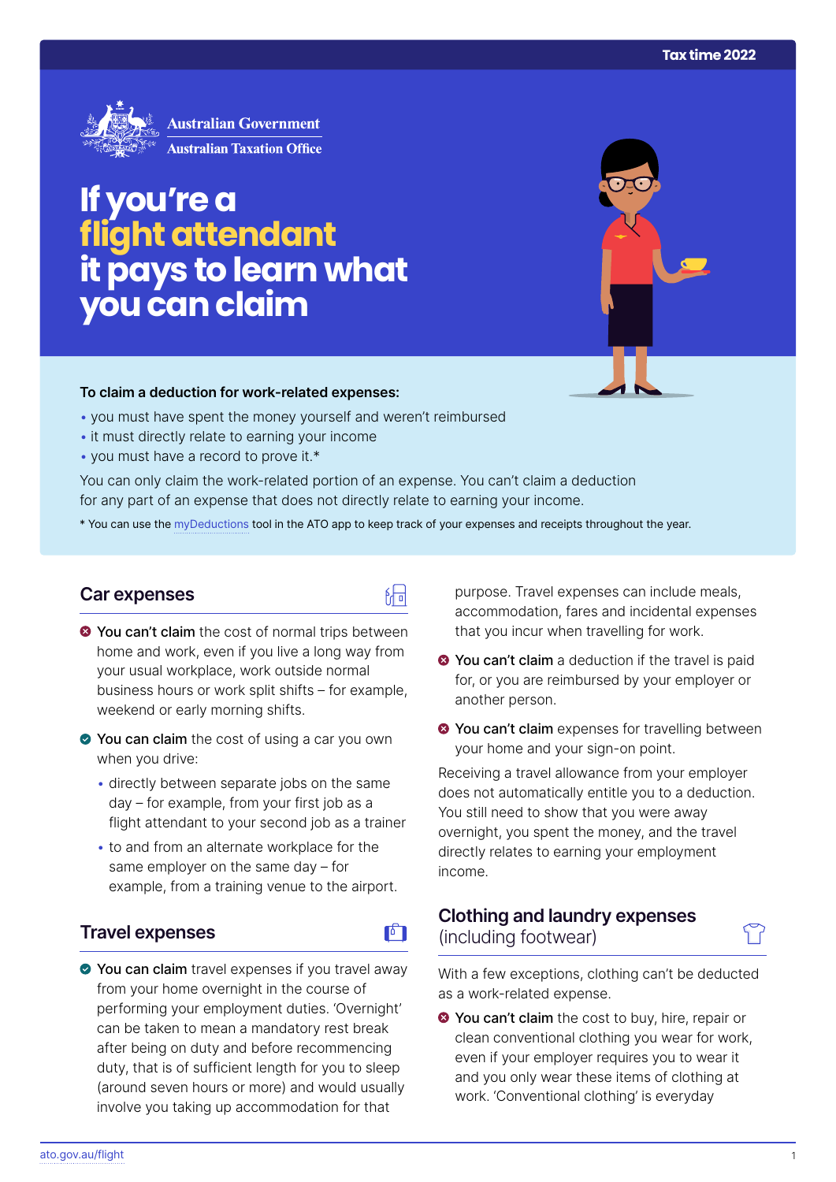Australian Government
Australian Taxation Office

Tax time 2022

# If you're a flight attendant it pays to learn what you can claim

**To claim a deduction for work-related expenses:**

- you must have spent the money yourself and weren't reimbursed
- it must directly relate to earning your income
- you must have a record to prove it.*

You can only claim the work-related portion of an expense. You can't claim a deduction for any part of an expense that does not directly relate to earning your income.

* You can use the myDeductions tool in the ATO app to keep track of your expenses and receipts throughout the year.

## Car expenses

- **You can't claim** the cost of normal trips between home and work, even if you live a long way from your usual workplace, work outside normal business hours or work split shifts – for example, weekend or early morning shifts.
- **You can claim** the cost of using a car you own when you drive:
  - directly between separate jobs on the same day – for example, from your first job as a flight attendant to your second job as a trainer
  - to and from an alternate workplace for the same employer on the same day – for example, from a training venue to the airport.

## Travel expenses

- **You can claim** travel expenses if you travel away from your home overnight in the course of performing your employment duties. 'Overnight' can be taken to mean a mandatory rest break after being on duty and before recommencing duty, that is of sufficient length for you to sleep (around seven hours or more) and would usually involve you taking up accommodation for that purpose. Travel expenses can include meals, accommodation, fares and incidental expenses that you incur when travelling for work.
- **You can't claim** a deduction if the travel is paid for, or you are reimbursed by your employer or another person.
- **You can't claim** expenses for travelling between your home and your sign-on point.

Receiving a travel allowance from your employer does not automatically entitle you to a deduction. You still need to show that you were away overnight, you spent the money, and the travel directly relates to earning your employment income.

## Clothing and laundry expenses (including footwear)

With a few exceptions, clothing can't be deducted as a work-related expense.

- **You can't claim** the cost to buy, hire, repair or clean conventional clothing you wear for work, even if your employer requires you to wear it and you only wear these items of clothing at work. 'Conventional clothing' is everyday

ato.gov.au/flight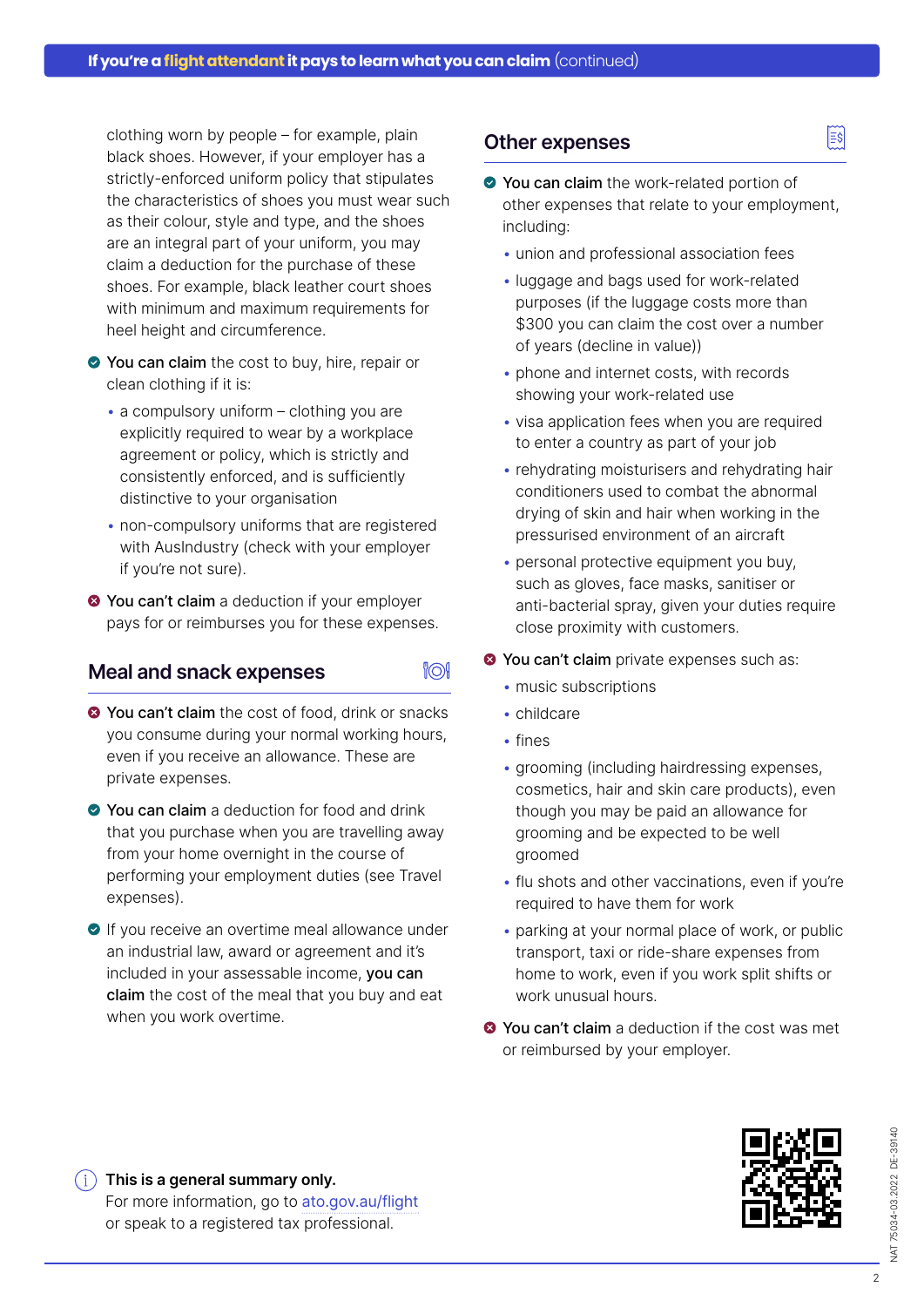clothing worn by people – for example, plain black shoes. However, if your employer has a strictly-enforced uniform policy that stipulates the characteristics of shoes you must wear such as their colour, style and type, and the shoes are an integral part of your uniform, you may claim a deduction for the purchase of these shoes. For example, black leather court shoes with minimum and maximum requirements for heel height and circumference.

- **You can claim** the cost to buy, hire, repair or clean clothing if it is:
  - a compulsory uniform – clothing you are explicitly required to wear by a workplace agreement or policy, which is strictly and consistently enforced, and is sufficiently distinctive to your organisation
  - non-compulsory uniforms that are registered with AusIndustry (check with your employer if you're not sure).
- **You can't claim** a deduction if your employer pays for or reimburses you for these expenses.

## Meal and snack expenses

- **You can't claim** the cost of food, drink or snacks you consume during your normal working hours, even if you receive an allowance. These are private expenses.
- **You can claim** a deduction for food and drink that you purchase when you are travelling away from your home overnight in the course of performing your employment duties (see Travel expenses).
- If you receive an overtime meal allowance under an industrial law, award or agreement and it's included in your assessable income, **you can claim** the cost of the meal that you buy and eat when you work overtime.

## Other expenses

- **You can claim** the work-related portion of other expenses that relate to your employment, including:
  - union and professional association fees
  - luggage and bags used for work-related purposes (if the luggage costs more than $300 you can claim the cost over a number of years (decline in value))
  - phone and internet costs, with records showing your work-related use
  - visa application fees when you are required to enter a country as part of your job
  - rehydrating moisturisers and rehydrating hair conditioners used to combat the abnormal drying of skin and hair when working in the pressurised environment of an aircraft
  - personal protective equipment you buy, such as gloves, face masks, sanitiser or anti-bacterial spray, given your duties require close proximity with customers.
- **You can't claim** private expenses such as:
  - music subscriptions
  - childcare
  - fines
  - grooming (including hairdressing expenses, cosmetics, hair and skin care products), even though you may be paid an allowance for grooming and be expected to be well groomed
  - flu shots and other vaccinations, even if you're required to have them for work
  - parking at your normal place of work, or public transport, taxi or ride-share expenses from home to work, even if you work split shifts or work unusual hours.
- **You can't claim** a deduction if the cost was met or reimbursed by your employer.

**This is a general summary only.**
For more information, go to ato.gov.au/flight or speak to a registered tax professional.

NAT 75034-03.2022 DE-39140